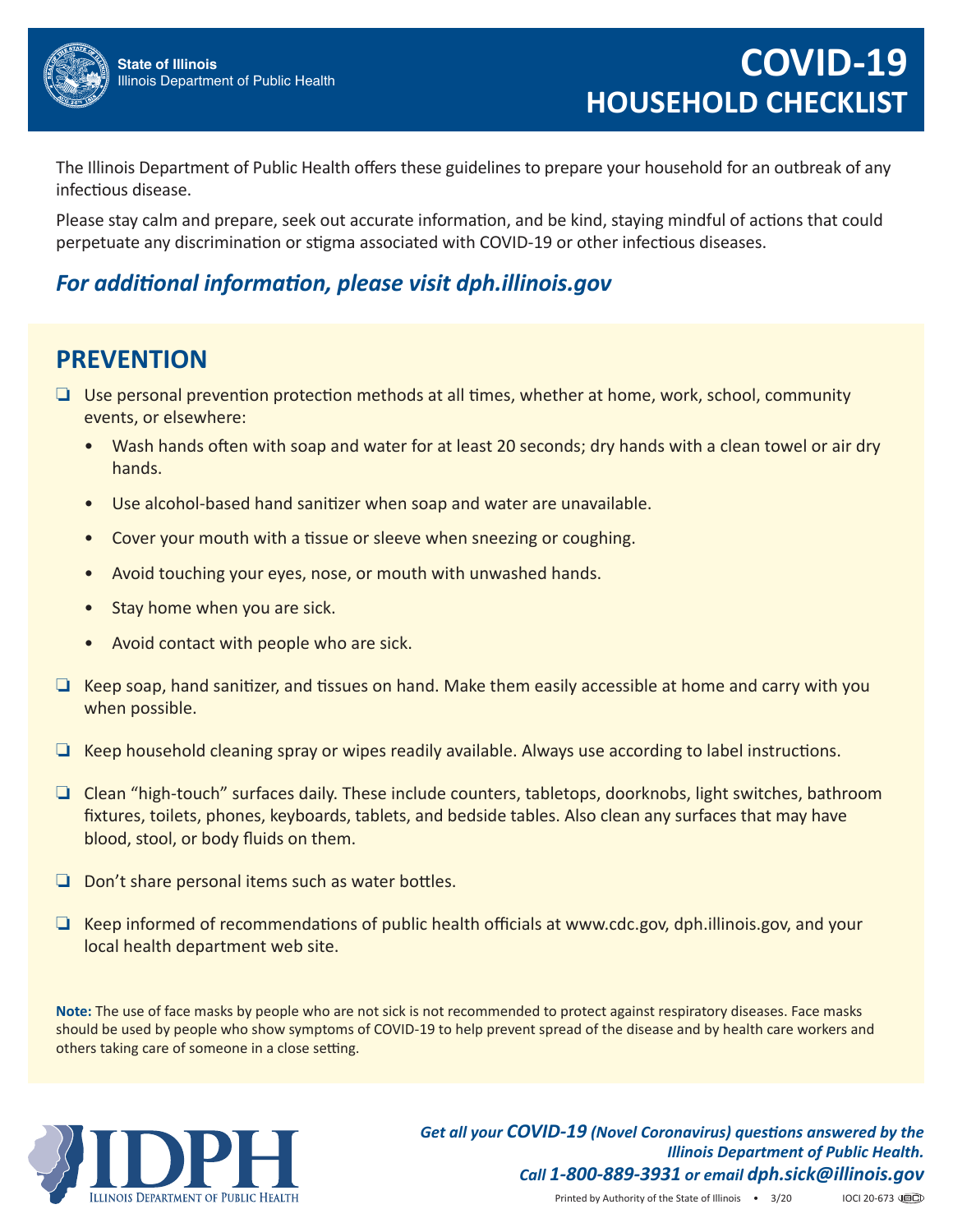State of Illinois
Illinois Department of Public Health

# COVID-19 HOUSEHOLD CHECKLIST

The Illinois Department of Public Health offers these guidelines to prepare your household for an outbreak of any infectious disease.

Please stay calm and prepare, seek out accurate information, and be kind, staying mindful of actions that could perpetuate any discrimination or stigma associated with COVID-19 or other infectious diseases.

***For additional information, please visit dph.illinois.gov***

## PREVENTION

- ❑ Use personal prevention protection methods at all times, whether at home, work, school, community events, or elsewhere:
  - Wash hands often with soap and water for at least 20 seconds; dry hands with a clean towel or air dry hands.
  - Use alcohol-based hand sanitizer when soap and water are unavailable.
  - Cover your mouth with a tissue or sleeve when sneezing or coughing.
  - Avoid touching your eyes, nose, or mouth with unwashed hands.
  - Stay home when you are sick.
  - Avoid contact with people who are sick.
- ❑ Keep soap, hand sanitizer, and tissues on hand. Make them easily accessible at home and carry with you when possible.
- ❑ Keep household cleaning spray or wipes readily available. Always use according to label instructions.
- ❑ Clean "high-touch" surfaces daily. These include counters, tabletops, doorknobs, light switches, bathroom fixtures, toilets, phones, keyboards, tablets, and bedside tables. Also clean any surfaces that may have blood, stool, or body fluids on them.
- ❑ Don't share personal items such as water bottles.
- ❑ Keep informed of recommendations of public health officials at www.cdc.gov, dph.illinois.gov, and your local health department web site.

**Note:** The use of face masks by people who are not sick is not recommended to protect against respiratory diseases. Face masks should be used by people who show symptoms of COVID-19 to help prevent spread of the disease and by health care workers and others taking care of someone in a close setting.

IDPH – Illinois Department of Public Health

***Get all your COVID-19 (Novel Coronavirus) questions answered by the Illinois Department of Public Health. Call 1-800-889-3931 or email dph.sick@illinois.gov***

Printed by Authority of the State of Illinois • 3/20 IOCI 20-673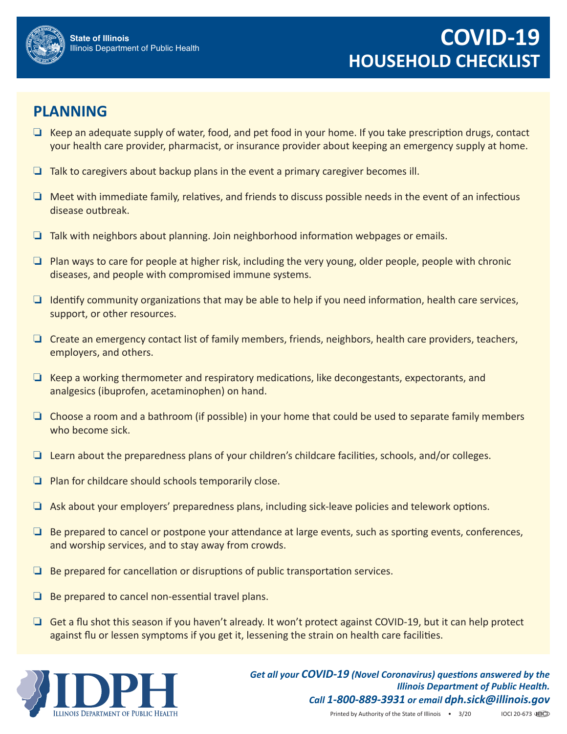State of Illinois
Illinois Department of Public Health

# COVID-19 HOUSEHOLD CHECKLIST

## PLANNING

- ❏ Keep an adequate supply of water, food, and pet food in your home. If you take prescription drugs, contact your health care provider, pharmacist, or insurance provider about keeping an emergency supply at home.
- ❏ Talk to caregivers about backup plans in the event a primary caregiver becomes ill.
- ❏ Meet with immediate family, relatives, and friends to discuss possible needs in the event of an infectious disease outbreak.
- ❏ Talk with neighbors about planning. Join neighborhood information webpages or emails.
- ❏ Plan ways to care for people at higher risk, including the very young, older people, people with chronic diseases, and people with compromised immune systems.
- ❏ Identify community organizations that may be able to help if you need information, health care services, support, or other resources.
- ❏ Create an emergency contact list of family members, friends, neighbors, health care providers, teachers, employers, and others.
- ❏ Keep a working thermometer and respiratory medications, like decongestants, expectorants, and analgesics (ibuprofen, acetaminophen) on hand.
- ❏ Choose a room and a bathroom (if possible) in your home that could be used to separate family members who become sick.
- ❏ Learn about the preparedness plans of your children's childcare facilities, schools, and/or colleges.
- ❏ Plan for childcare should schools temporarily close.
- ❏ Ask about your employers' preparedness plans, including sick-leave policies and telework options.
- ❏ Be prepared to cancel or postpone your attendance at large events, such as sporting events, conferences, and worship services, and to stay away from crowds.
- ❏ Be prepared for cancellation or disruptions of public transportation services.
- ❏ Be prepared to cancel non-essential travel plans.
- ❏ Get a flu shot this season if you haven't already. It won't protect against COVID-19, but it can help protect against flu or lessen symptoms if you get it, lessening the strain on health care facilities.

IDPH
Illinois Department of Public Health

*Get all your **COVID-19** (Novel Coronavirus) questions answered by the Illinois Department of Public Health.*
*Call **1-800-889-3931** or email **dph.sick@illinois.gov***

Printed by Authority of the State of Illinois • 3/20 IOCI 20-673